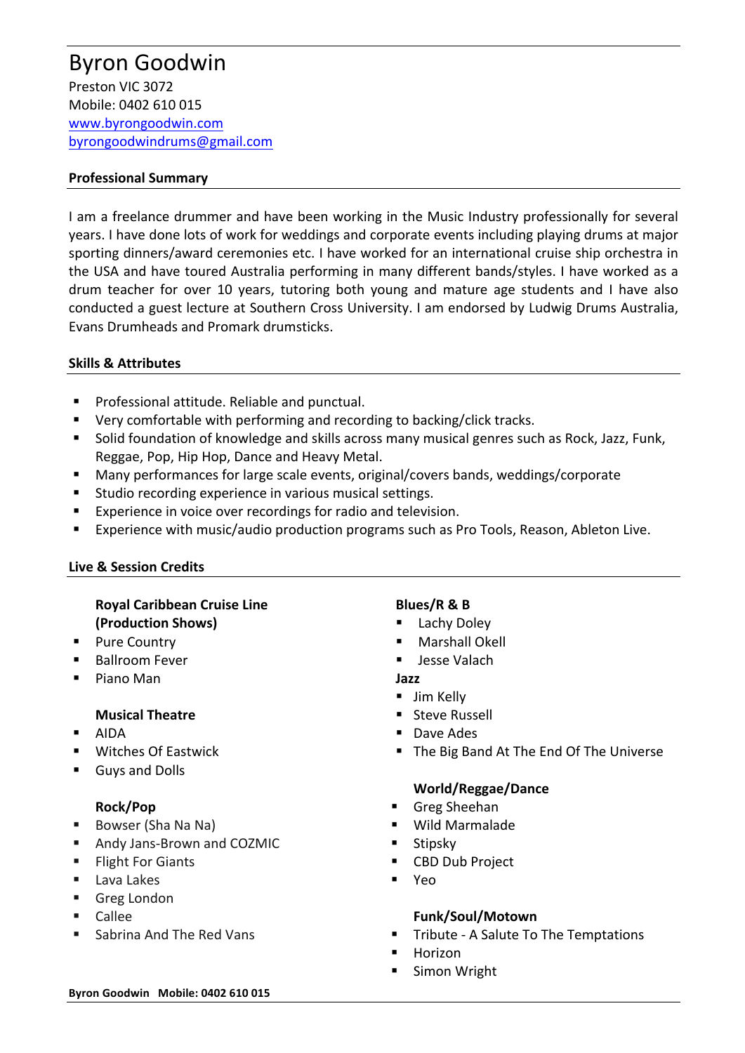# Byron Goodwin

Preston VIC 3072
Mobile: 0402 610 015
www.byrongoodwin.com
byrongoodwindrums@gmail.com

## Professional Summary

I am a freelance drummer and have been working in the Music Industry professionally for several years. I have done lots of work for weddings and corporate events including playing drums at major sporting dinners/award ceremonies etc. I have worked for an international cruise ship orchestra in the USA and have toured Australia performing in many different bands/styles. I have worked as a drum teacher for over 10 years, tutoring both young and mature age students and I have also conducted a guest lecture at Southern Cross University. I am endorsed by Ludwig Drums Australia, Evans Drumheads and Promark drumsticks.

## Skills & Attributes

- Professional attitude. Reliable and punctual.
- Very comfortable with performing and recording to backing/click tracks.
- Solid foundation of knowledge and skills across many musical genres such as Rock, Jazz, Funk, Reggae, Pop, Hip Hop, Dance and Heavy Metal.
- Many performances for large scale events, original/covers bands, weddings/corporate
- Studio recording experience in various musical settings.
- Experience in voice over recordings for radio and television.
- Experience with music/audio production programs such as Pro Tools, Reason, Ableton Live.

## Live & Session Credits

**Royal Caribbean Cruise Line (Production Shows)**

- Pure Country
- Ballroom Fever
- Piano Man

**Musical Theatre**

- AIDA
- Witches Of Eastwick
- Guys and Dolls

**Rock/Pop**

- Bowser (Sha Na Na)
- Andy Jans-Brown and COZMIC
- Flight For Giants
- Lava Lakes
- Greg London
- Callee
- Sabrina And The Red Vans

**Blues/R & B**

- Lachy Doley
- Marshall Okell
- Jesse Valach

**Jazz**

- Jim Kelly
- Steve Russell
- Dave Ades
- The Big Band At The End Of The Universe

**World/Reggae/Dance**

- Greg Sheehan
- Wild Marmalade
- Stipsky
- CBD Dub Project
- Yeo

**Funk/Soul/Motown**

- Tribute - A Salute To The Temptations
- Horizon
- Simon Wright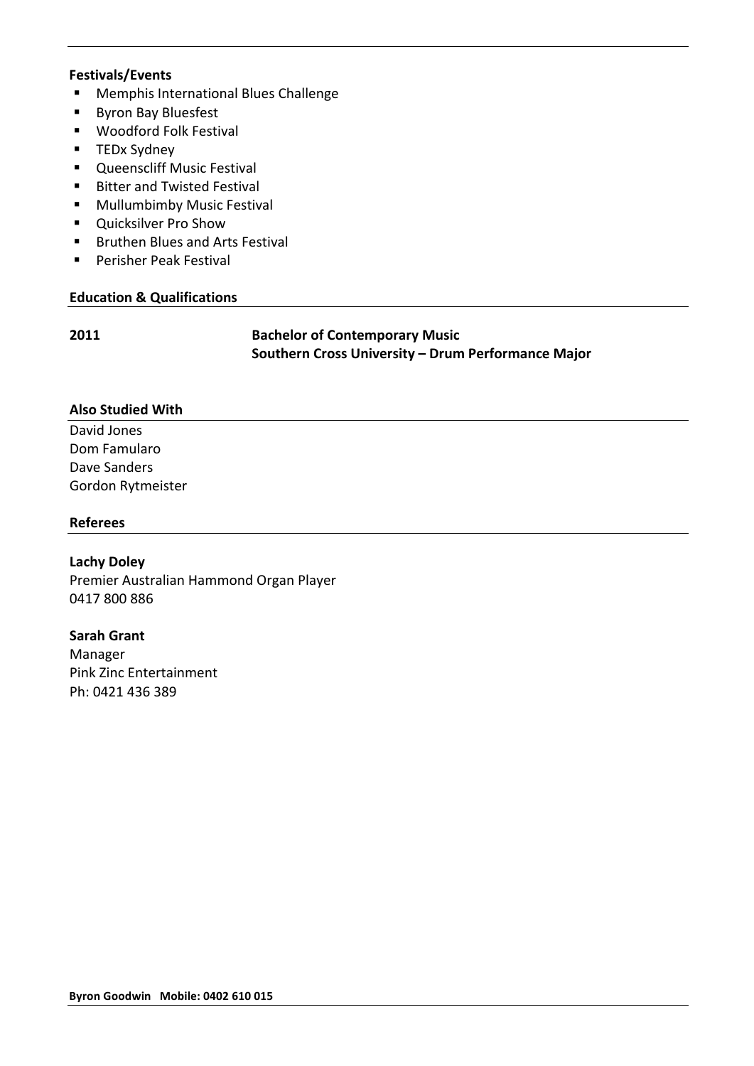**Festivals/Events**

- Memphis International Blues Challenge
- Byron Bay Bluesfest
- Woodford Folk Festival
- TEDx Sydney
- Queenscliff Music Festival
- Bitter and Twisted Festival
- Mullumbimby Music Festival
- Quicksilver Pro Show
- Bruthen Blues and Arts Festival
- Perisher Peak Festival

## Education & Qualifications

**2011** **Bachelor of Contemporary Music**
**Southern Cross University – Drum Performance Major**

## Also Studied With

David Jones
Dom Famularo
Dave Sanders
Gordon Rytmeister

## Referees

**Lachy Doley**
Premier Australian Hammond Organ Player
0417 800 886

**Sarah Grant**
Manager
Pink Zinc Entertainment
Ph: 0421 436 389

**Byron Goodwin Mobile: 0402 610 015**